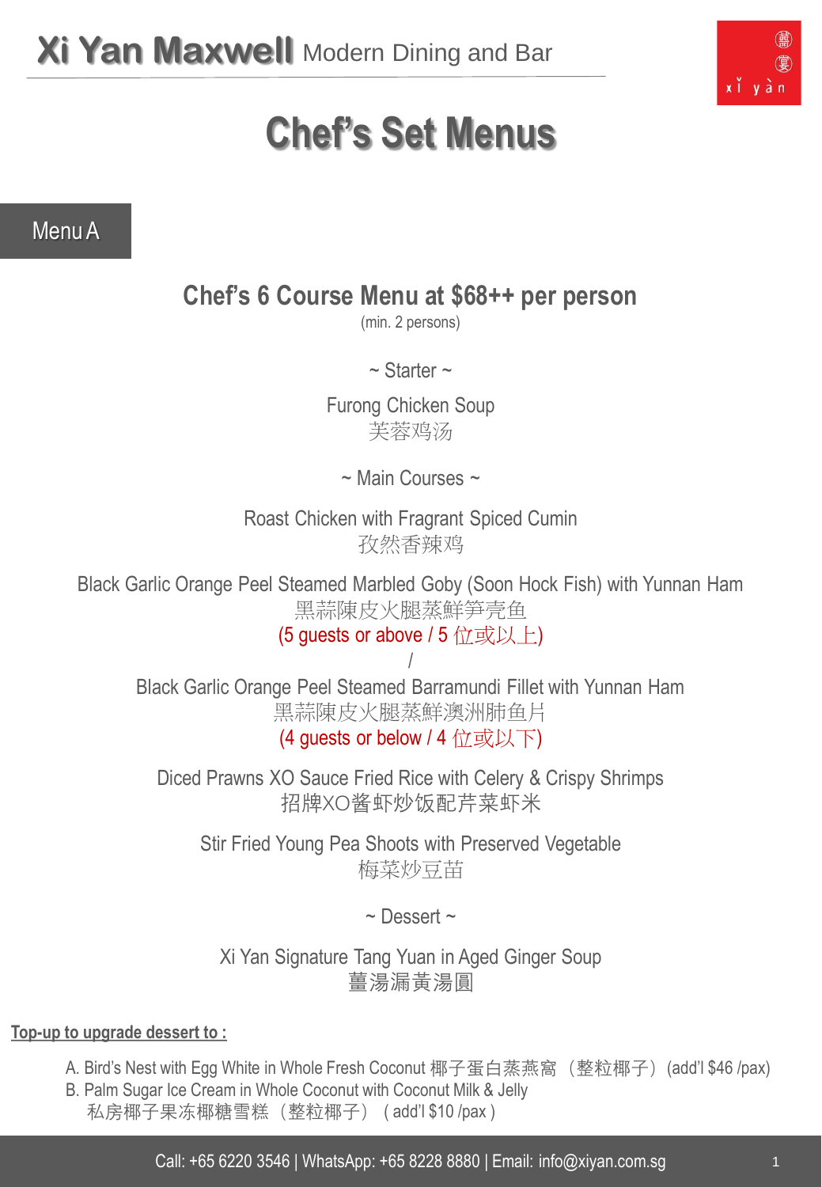**Xi Yan Maxwell** Modern Dining and Bar

# Chef's Set Menus

## Menu A

### Chef's 6 Course Menu at $68++ per person

(min. 2 persons)

~ Starter ~

Furong Chicken Soup
芙蓉鸡汤

~ Main Courses ~

Roast Chicken with Fragrant Spiced Cumin
孜然香辣鸡

Black Garlic Orange Peel Steamed Marbled Goby (Soon Hock Fish) with Yunnan Ham
黑蒜陳皮火腿蒸鲜笋壳鱼
(5 guests or above / 5 位或以上)

/

Black Garlic Orange Peel Steamed Barramundi Fillet with Yunnan Ham
黑蒜陳皮火腿蒸鲜澳洲肺鱼片
(4 guests or below / 4 位或以下)

Diced Prawns XO Sauce Fried Rice with Celery & Crispy Shrimps
招牌XO酱虾炒饭配芹菜虾米

Stir Fried Young Pea Shoots with Preserved Vegetable
梅菜炒豆苗

~ Dessert ~

Xi Yan Signature Tang Yuan in Aged Ginger Soup
薑湯漏黃湯圓

**Top-up to upgrade dessert to :**

A. Bird's Nest with Egg White in Whole Fresh Coconut 椰子蛋白蒸燕窩（整粒椰子）(add'l $46 /pax)
B. Palm Sugar Ice Cream in Whole Coconut with Coconut Milk & Jelly
私房椰子果冻椰糖雪糕（整粒椰子） ( add'l $10 /pax )

Call: +65 6220 3546 | WhatsApp: +65 8228 8880 | Email: info@xiyan.com.sg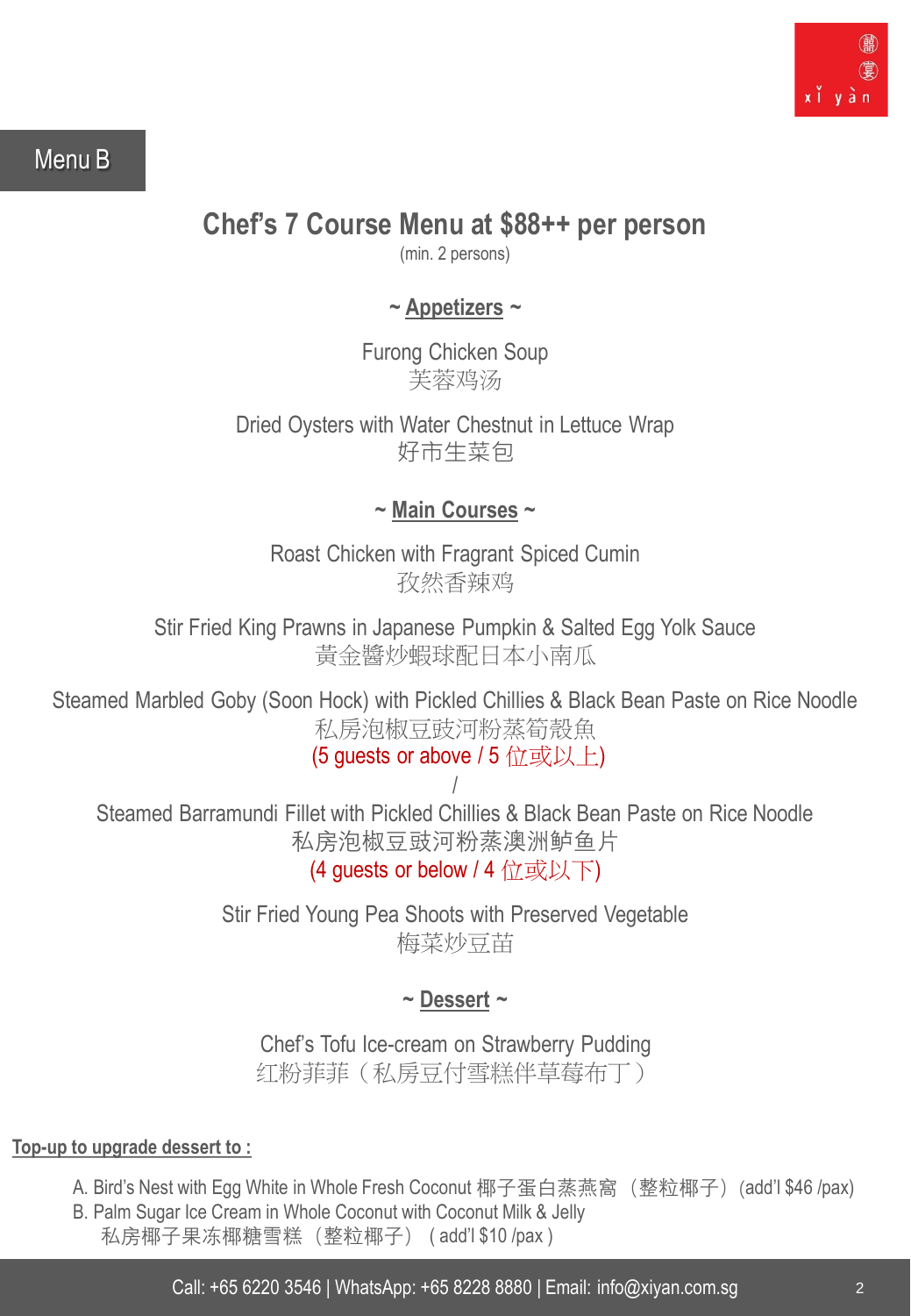Menu B

# Chef's 7 Course Menu at $88++ per person

(min. 2 persons)

## ~ Appetizers ~

Furong Chicken Soup
芙蓉鸡汤

Dried Oysters with Water Chestnut in Lettuce Wrap
好市生菜包

## ~ Main Courses ~

Roast Chicken with Fragrant Spiced Cumin
孜然香辣鸡

Stir Fried King Prawns in Japanese Pumpkin & Salted Egg Yolk Sauce
黃金醬炒蝦球配日本小南瓜

Steamed Marbled Goby (Soon Hock) with Pickled Chillies & Black Bean Paste on Rice Noodle
私房泡椒豆豉河粉蒸筍殼魚
(5 guests or above / 5 位或以上)

/

Steamed Barramundi Fillet with Pickled Chillies & Black Bean Paste on Rice Noodle
私房泡椒豆豉河粉蒸澳洲鲈鱼片
(4 guests or below / 4 位或以下)

Stir Fried Young Pea Shoots with Preserved Vegetable
梅菜炒豆苗

## ~ Dessert ~

Chef's Tofu Ice-cream on Strawberry Pudding
红粉菲菲（私房豆付雪糕伴草莓布丁）

**Top-up to upgrade dessert to :**

A. Bird's Nest with Egg White in Whole Fresh Coconut 椰子蛋白蒸燕窩（整粒椰子）(add'l $46 /pax)
B. Palm Sugar Ice Cream in Whole Coconut with Coconut Milk & Jelly
私房椰子果冻椰糖雪糕（整粒椰子） ( add'l $10 /pax )

Call: +65 6220 3546 | WhatsApp: +65 8228 8880 | Email: info@xiyan.com.sg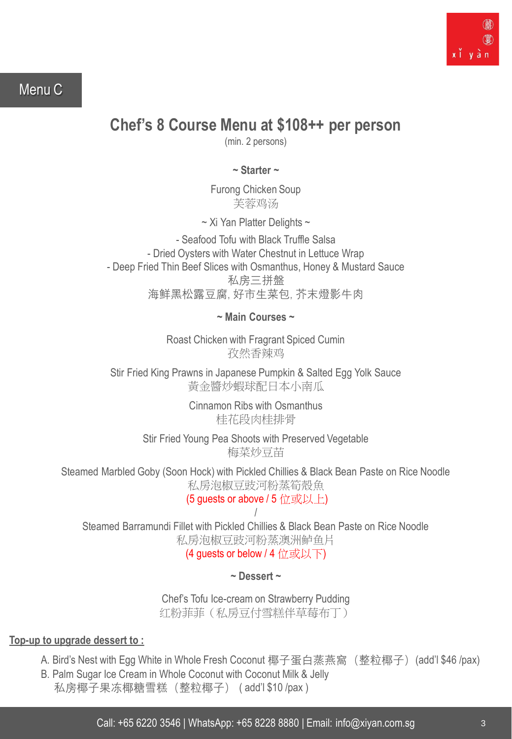Menu C

# Chef's 8 Course Menu at $108++ per person

(min. 2 persons)

**~ Starter ~**

Furong Chicken Soup
芙蓉鸡汤

~ Xi Yan Platter Delights ~

- Seafood Tofu with Black Truffle Salsa
- Dried Oysters with Water Chestnut in Lettuce Wrap
- Deep Fried Thin Beef Slices with Osmanthus, Honey & Mustard Sauce

私房三拼盘
海鲜黑松露豆腐, 好市生菜包, 芥末燈影牛肉

**~ Main Courses ~**

Roast Chicken with Fragrant Spiced Cumin
孜然香辣鸡

Stir Fried King Prawns in Japanese Pumpkin & Salted Egg Yolk Sauce
黃金醬炒蝦球配日本小南瓜

Cinnamon Ribs with Osmanthus
桂花段肉桂排骨

Stir Fried Young Pea Shoots with Preserved Vegetable
梅菜炒豆苗

Steamed Marbled Goby (Soon Hock) with Pickled Chillies & Black Bean Paste on Rice Noodle
私房泡椒豆豉河粉蒸筍殼魚
(5 guests or above / 5 位或以上)

/

Steamed Barramundi Fillet with Pickled Chillies & Black Bean Paste on Rice Noodle
私房泡椒豆豉河粉蒸澳洲鲈鱼片
(4 guests or below / 4 位或以下)

**~ Dessert ~**

Chef's Tofu Ice-cream on Strawberry Pudding
红粉菲菲（私房豆付雪糕伴草莓布丁）

**Top-up to upgrade dessert to :**

A. Bird's Nest with Egg White in Whole Fresh Coconut 椰子蛋白蒸燕窩（整粒椰子）(add'l $46 /pax)
B. Palm Sugar Ice Cream in Whole Coconut with Coconut Milk & Jelly
私房椰子果冻椰糖雪糕（整粒椰子） ( add'l $10 /pax )

Call: +65 6220 3546 | WhatsApp: +65 8228 8880 | Email: info@xiyan.com.sg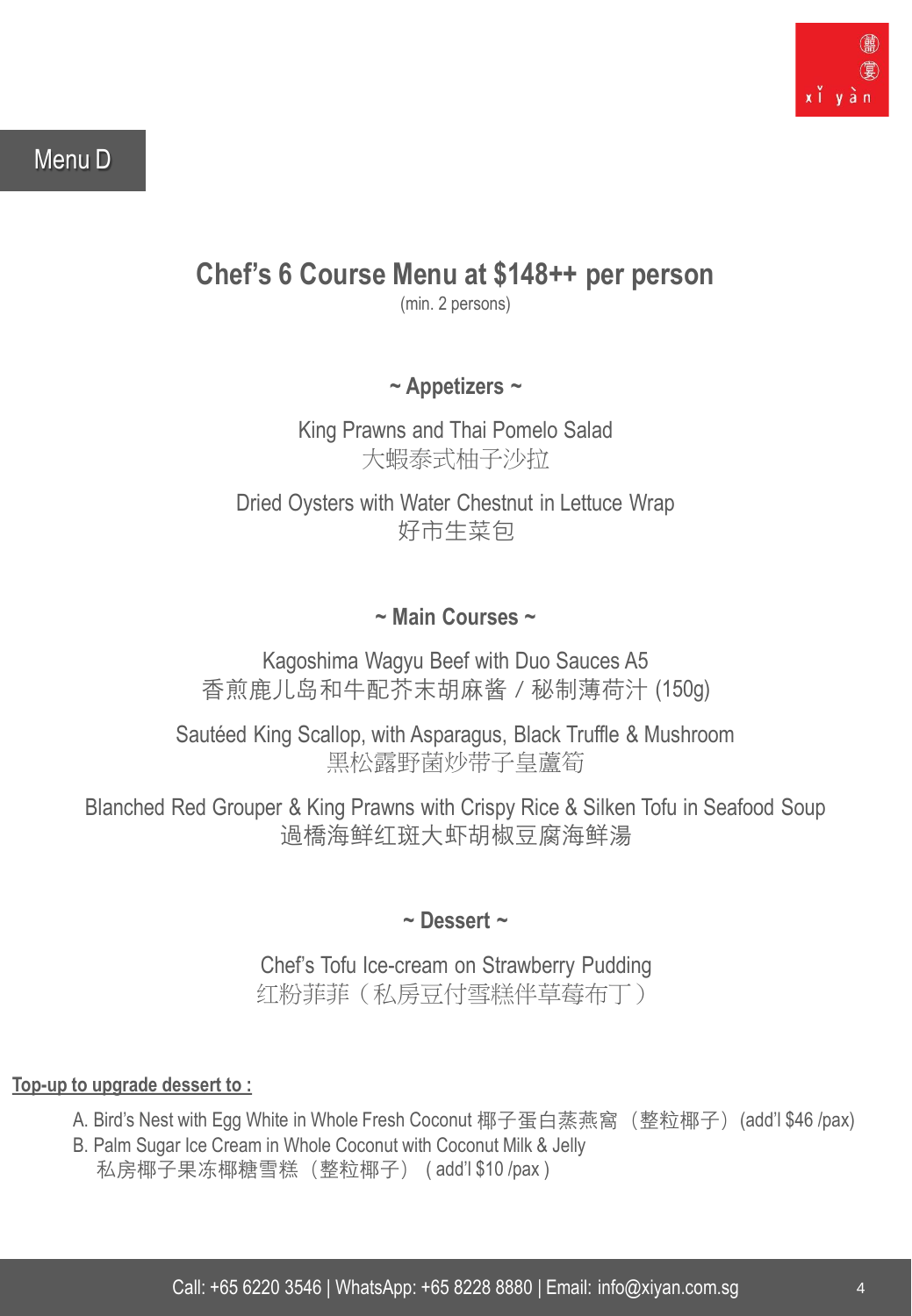Menu D

## Chef's 6 Course Menu at $148++ per person

(min. 2 persons)

### ~ Appetizers ~

King Prawns and Thai Pomelo Salad
大蝦泰式柚子沙拉

Dried Oysters with Water Chestnut in Lettuce Wrap
好市生菜包

### ~ Main Courses ~

Kagoshima Wagyu Beef with Duo Sauces A5
香煎鹿儿岛和牛配芥末胡麻酱 / 秘制薄荷汁 (150g)

Sautéed King Scallop, with Asparagus, Black Truffle & Mushroom
黑松露野菌炒带子皇蘆筍

Blanched Red Grouper & King Prawns with Crispy Rice & Silken Tofu in Seafood Soup
過橋海鮮红斑大虾胡椒豆腐海鲜湯

### ~ Dessert ~

Chef's Tofu Ice-cream on Strawberry Pudding
红粉菲菲（私房豆付雪糕伴草莓布丁）

**Top-up to upgrade dessert to :**

A. Bird's Nest with Egg White in Whole Fresh Coconut 椰子蛋白蒸燕窩（整粒椰子）(add'l $46 /pax)
B. Palm Sugar Ice Cream in Whole Coconut with Coconut Milk & Jelly
私房椰子果冻椰糖雪糕（整粒椰子） ( add'l $10 /pax )

Call: +65 6220 3546 | WhatsApp: +65 8228 8880 | Email: info@xiyan.com.sg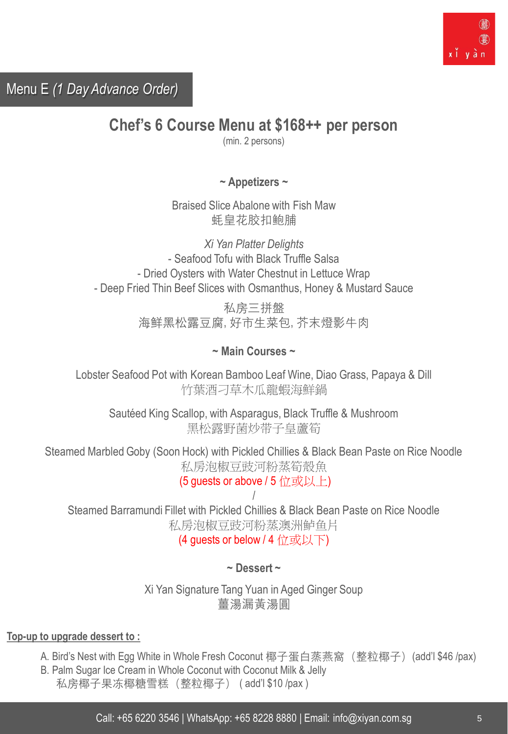## Menu E *(1 Day Advance Order)*

# Chef's 6 Course Menu at $168++ per person

(min. 2 persons)

### ~ Appetizers ~

Braised Slice Abalone with Fish Maw
蚝皇花胶扣鲍脯

*Xi Yan Platter Delights*
- Seafood Tofu with Black Truffle Salsa
- Dried Oysters with Water Chestnut in Lettuce Wrap
- Deep Fried Thin Beef Slices with Osmanthus, Honey & Mustard Sauce

私房三拼盤
海鲜黑松露豆腐, 好市生菜包, 芥末燈影牛肉

### ~ Main Courses ~

Lobster Seafood Pot with Korean Bamboo Leaf Wine, Diao Grass, Papaya & Dill
竹葉酒刁草木瓜龍蝦海鮮鍋

Sautéed King Scallop, with Asparagus, Black Truffle & Mushroom
黑松露野菌炒带子皇蘆筍

Steamed Marbled Goby (Soon Hock) with Pickled Chillies & Black Bean Paste on Rice Noodle
私房泡椒豆豉河粉蒸筍殼魚
(5 guests or above / 5 位或以上)

/

Steamed Barramundi Fillet with Pickled Chillies & Black Bean Paste on Rice Noodle
私房泡椒豆豉河粉蒸澳洲鲈鱼片
(4 guests or below / 4 位或以下)

### ~ Dessert ~

Xi Yan Signature Tang Yuan in Aged Ginger Soup
薑湯漏黃湯圓

**Top-up to upgrade dessert to :**

A. Bird's Nest with Egg White in Whole Fresh Coconut 椰子蛋白蒸燕窩（整粒椰子）(add'l $46 /pax)
B. Palm Sugar Ice Cream in Whole Coconut with Coconut Milk & Jelly
私房椰子果冻椰糖雪糕（整粒椰子）( add'l $10 /pax )

Call: +65 6220 3546 | WhatsApp: +65 8228 8880 | Email: info@xiyan.com.sg